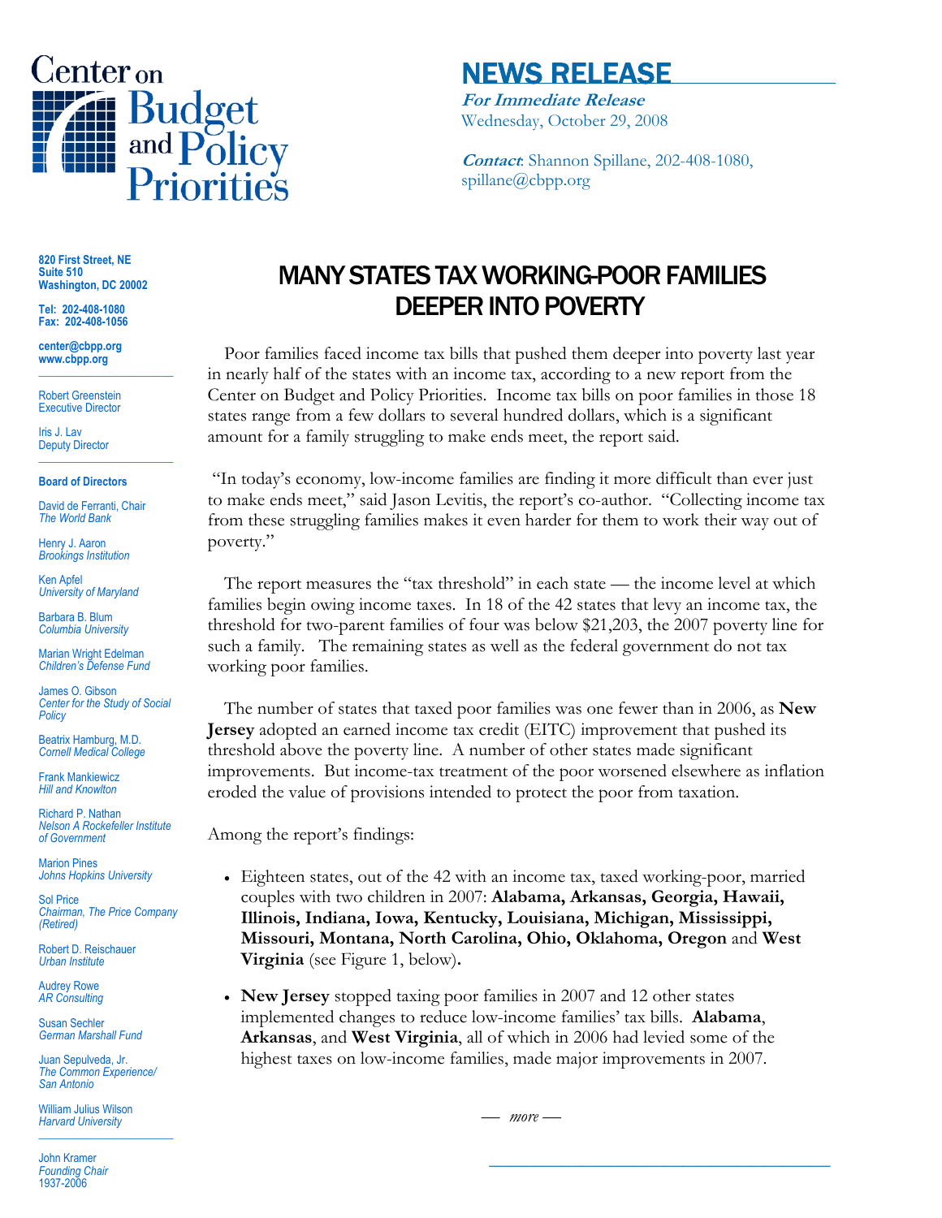Center on Budget and Policy Priorities

# NEWS RELEASE

***For Immediate Release***
Wednesday, October 29, 2008

***Contact***: Shannon Spillane, 202-408-1080, spillane@cbpp.org

**820 First Street, NE**
**Suite 510**
**Washington, DC 20002**

**Tel: 202-408-1080**
**Fax: 202-408-1056**

**center@cbpp.org**
**www.cbpp.org**

Robert Greenstein
Executive Director

Iris J. Lav
Deputy Director

**Board of Directors**

David de Ferranti, Chair
*The World Bank*

Henry J. Aaron
*Brookings Institution*

Ken Apfel
*University of Maryland*

Barbara B. Blum
*Columbia University*

Marian Wright Edelman
*Children's Defense Fund*

James O. Gibson
*Center for the Study of Social Policy*

Beatrix Hamburg, M.D.
*Cornell Medical College*

Frank Mankiewicz
*Hill and Knowlton*

Richard P. Nathan
*Nelson A Rockefeller Institute of Government*

Marion Pines
*Johns Hopkins University*

Sol Price
*Chairman, The Price Company (Retired)*

Robert D. Reischauer
*Urban Institute*

Audrey Rowe
*AR Consulting*

Susan Sechler
*German Marshall Fund*

Juan Sepulveda, Jr.
*The Common Experience/ San Antonio*

William Julius Wilson
*Harvard University*

John Kramer
*Founding Chair*
1937-2006

## MANY STATES TAX WORKING-POOR FAMILIES DEEPER INTO POVERTY

Poor families faced income tax bills that pushed them deeper into poverty last year in nearly half of the states with an income tax, according to a new report from the Center on Budget and Policy Priorities. Income tax bills on poor families in those 18 states range from a few dollars to several hundred dollars, which is a significant amount for a family struggling to make ends meet, the report said.

"In today's economy, low-income families are finding it more difficult than ever just to make ends meet," said Jason Levitis, the report's co-author. "Collecting income tax from these struggling families makes it even harder for them to work their way out of poverty."

The report measures the "tax threshold" in each state — the income level at which families begin owing income taxes. In 18 of the 42 states that levy an income tax, the threshold for two-parent families of four was below $21,203, the 2007 poverty line for such a family. The remaining states as well as the federal government do not tax working poor families.

The number of states that taxed poor families was one fewer than in 2006, as **New Jersey** adopted an earned income tax credit (EITC) improvement that pushed its threshold above the poverty line. A number of other states made significant improvements. But income-tax treatment of the poor worsened elsewhere as inflation eroded the value of provisions intended to protect the poor from taxation.

Among the report's findings:

- Eighteen states, out of the 42 with an income tax, taxed working-poor, married couples with two children in 2007: **Alabama, Arkansas, Georgia, Hawaii, Illinois, Indiana, Iowa, Kentucky, Louisiana, Michigan, Mississippi, Missouri, Montana, North Carolina, Ohio, Oklahoma, Oregon** and **West Virginia** (see Figure 1, below)**.**
- **New Jersey** stopped taxing poor families in 2007 and 12 other states implemented changes to reduce low-income families' tax bills. **Alabama**, **Arkansas**, and **West Virginia**, all of which in 2006 had levied some of the highest taxes on low-income families, made major improvements in 2007.

— *more* —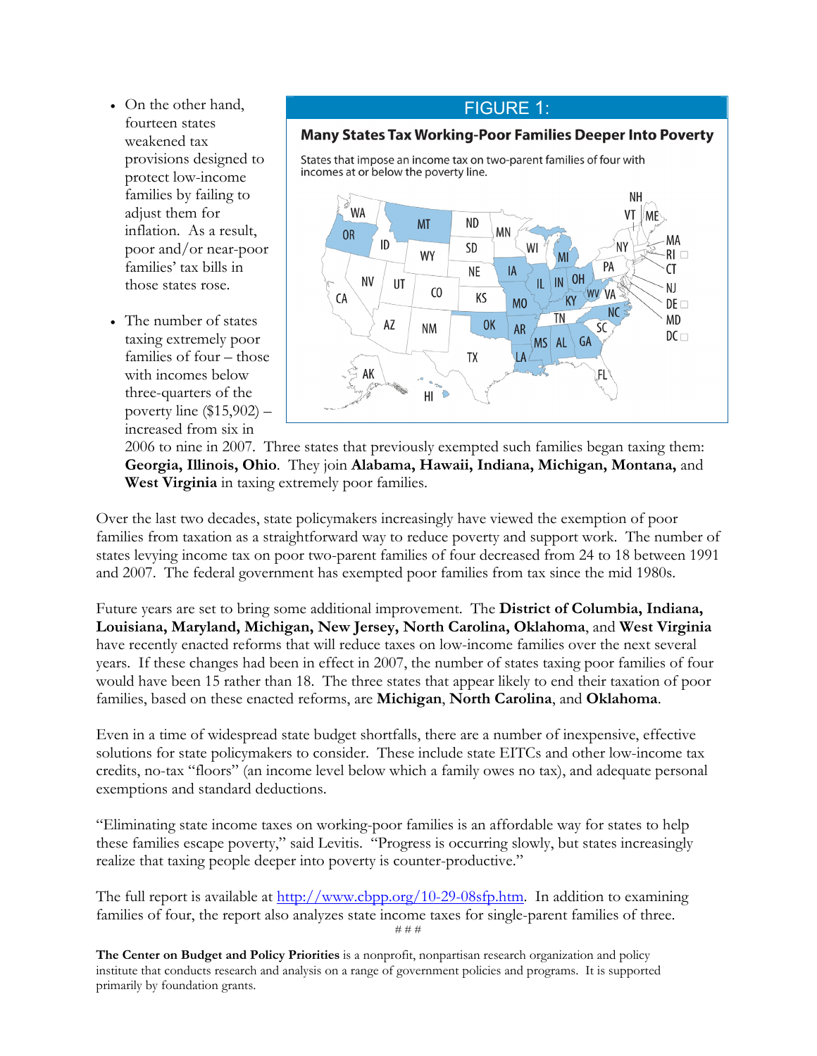- On the other hand, fourteen states weakened tax provisions designed to protect low-income families by failing to adjust them for inflation. As a result, poor and/or near-poor families' tax bills in those states rose.

- The number of states taxing extremely poor families of four – those with incomes below three-quarters of the poverty line ($15,902) – increased from six in 2006 to nine in 2007. Three states that previously exempted such families began taxing them: **Georgia, Illinois, Ohio**. They join **Alabama, Hawaii, Indiana, Michigan, Montana,** and **West Virginia** in taxing extremely poor families.

FIGURE 1:

**Many States Tax Working-Poor Families Deeper Into Poverty**

States that impose an income tax on two-parent families of four with incomes at or below the poverty line.

WA OR MT ID WY ND SD MN WI MI NE IA IL IN OH PA NY VT NH ME MA RI CT NJ DE MD DC NV UT CO CA KS MO KY WV VA TN NC SC AZ NM OK AR MS AL GA TX LA FL AK HI

Over the last two decades, state policymakers increasingly have viewed the exemption of poor families from taxation as a straightforward way to reduce poverty and support work. The number of states levying income tax on poor two-parent families of four decreased from 24 to 18 between 1991 and 2007. The federal government has exempted poor families from tax since the mid 1980s.

Future years are set to bring some additional improvement. The **District of Columbia, Indiana, Louisiana, Maryland, Michigan, New Jersey, North Carolina, Oklahoma**, and **West Virginia** have recently enacted reforms that will reduce taxes on low-income families over the next several years. If these changes had been in effect in 2007, the number of states taxing poor families of four would have been 15 rather than 18. The three states that appear likely to end their taxation of poor families, based on these enacted reforms, are **Michigan**, **North Carolina**, and **Oklahoma**.

Even in a time of widespread state budget shortfalls, there are a number of inexpensive, effective solutions for state policymakers to consider. These include state EITCs and other low-income tax credits, no-tax "floors" (an income level below which a family owes no tax), and adequate personal exemptions and standard deductions.

"Eliminating state income taxes on working-poor families is an affordable way for states to help these families escape poverty," said Levitis. "Progress is occurring slowly, but states increasingly realize that taxing people deeper into poverty is counter-productive."

The full report is available at http://www.cbpp.org/10-29-08sfp.htm. In addition to examining families of four, the report also analyzes state income taxes for single-parent families of three.

# # #

**The Center on Budget and Policy Priorities** is a nonprofit, nonpartisan research organization and policy institute that conducts research and analysis on a range of government policies and programs. It is supported primarily by foundation grants.